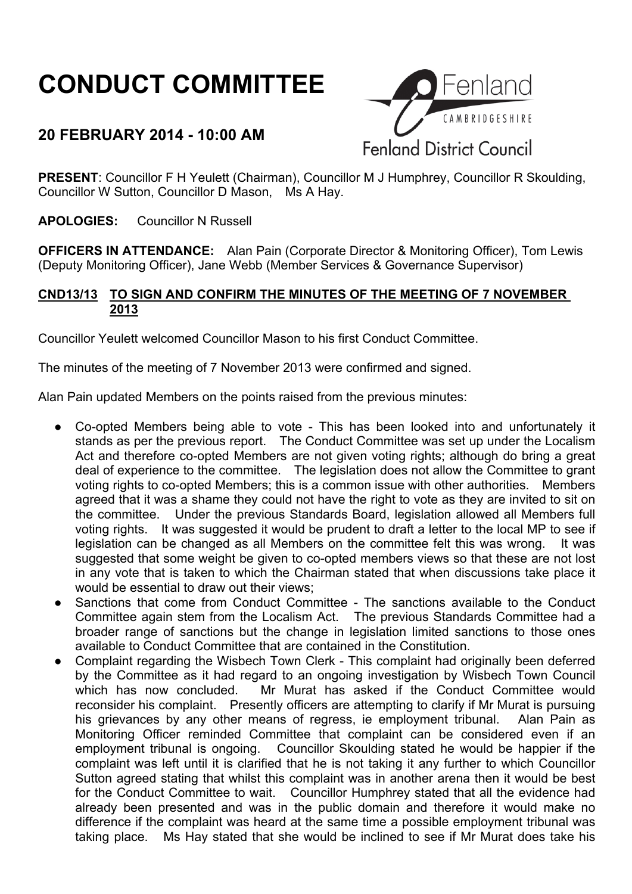# CONDUCT COMMITTEE

## 20 FEBRUARY 2014 - 10:00 AM

**PRESENT**: Councillor F H Yeulett (Chairman), Councillor M J Humphrey, Councillor R Skoulding, Councillor W Sutton, Councillor D Mason, Ms A Hay.

**APOLOGIES:** Councillor N Russell

**OFFICERS IN ATTENDANCE:** Alan Pain (Corporate Director & Monitoring Officer), Tom Lewis (Deputy Monitoring Officer), Jane Webb (Member Services & Governance Supervisor)

### CND13/13 TO SIGN AND CONFIRM THE MINUTES OF THE MEETING OF 7 NOVEMBER 2013

Councillor Yeulett welcomed Councillor Mason to his first Conduct Committee.

The minutes of the meeting of 7 November 2013 were confirmed and signed.

Alan Pain updated Members on the points raised from the previous minutes:

- Co-opted Members being able to vote - This has been looked into and unfortunately it stands as per the previous report. The Conduct Committee was set up under the Localism Act and therefore co-opted Members are not given voting rights; although do bring a great deal of experience to the committee. The legislation does not allow the Committee to grant voting rights to co-opted Members; this is a common issue with other authorities. Members agreed that it was a shame they could not have the right to vote as they are invited to sit on the committee. Under the previous Standards Board, legislation allowed all Members full voting rights. It was suggested it would be prudent to draft a letter to the local MP to see if legislation can be changed as all Members on the committee felt this was wrong. It was suggested that some weight be given to co-opted members views so that these are not lost in any vote that is taken to which the Chairman stated that when discussions take place it would be essential to draw out their views;
- Sanctions that come from Conduct Committee - The sanctions available to the Conduct Committee again stem from the Localism Act. The previous Standards Committee had a broader range of sanctions but the change in legislation limited sanctions to those ones available to Conduct Committee that are contained in the Constitution.
- Complaint regarding the Wisbech Town Clerk - This complaint had originally been deferred by the Committee as it had regard to an ongoing investigation by Wisbech Town Council which has now concluded. Mr Murat has asked if the Conduct Committee would reconsider his complaint. Presently officers are attempting to clarify if Mr Murat is pursuing his grievances by any other means of regress, ie employment tribunal. Alan Pain as Monitoring Officer reminded Committee that complaint can be considered even if an employment tribunal is ongoing. Councillor Skoulding stated he would be happier if the complaint was left until it is clarified that he is not taking it any further to which Councillor Sutton agreed stating that whilst this complaint was in another arena then it would be best for the Conduct Committee to wait. Councillor Humphrey stated that all the evidence had already been presented and was in the public domain and therefore it would make no difference if the complaint was heard at the same time a possible employment tribunal was taking place. Ms Hay stated that she would be inclined to see if Mr Murat does take his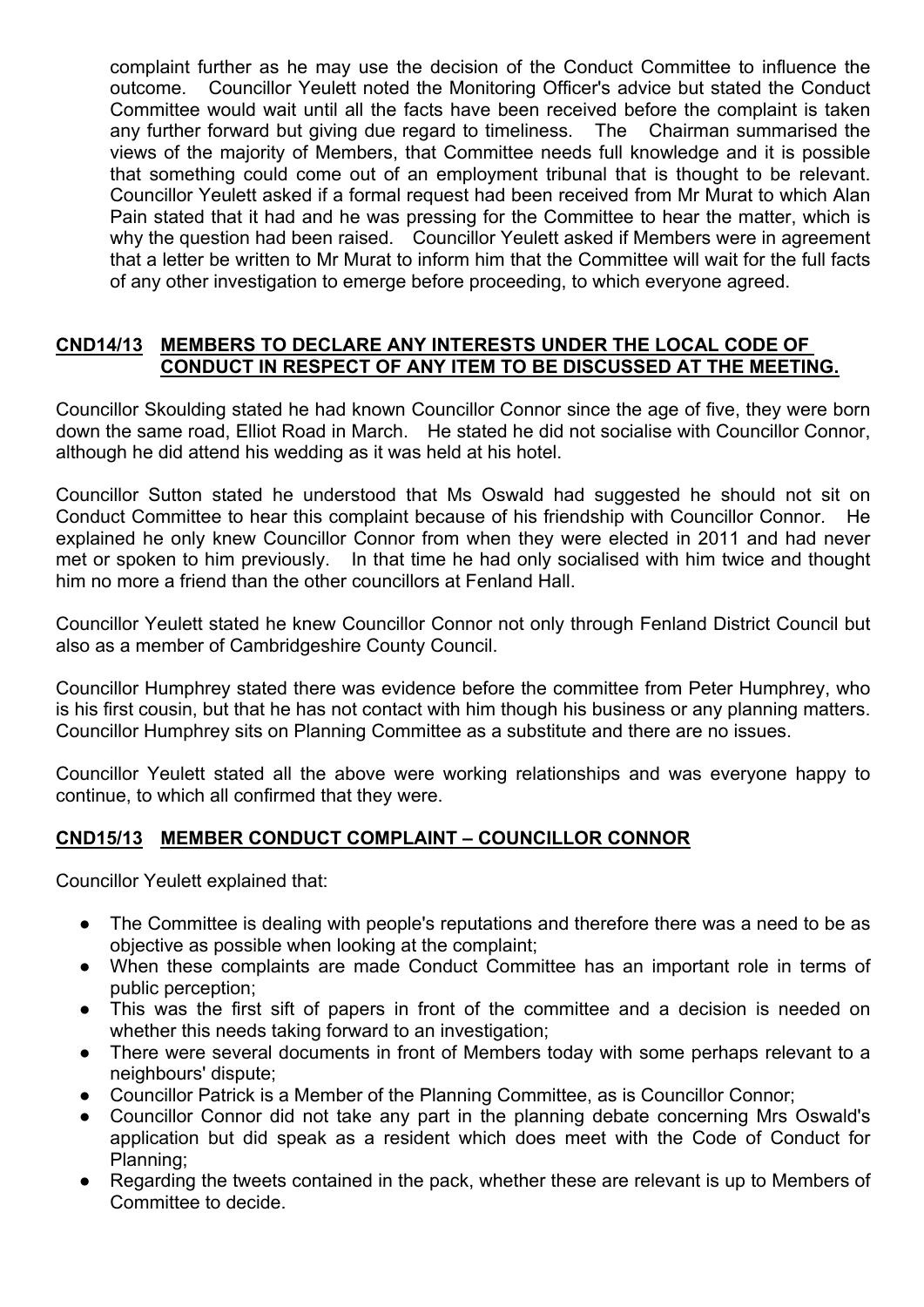complaint further as he may use the decision of the Conduct Committee to influence the outcome. Councillor Yeulett noted the Monitoring Officer's advice but stated the Conduct Committee would wait until all the facts have been received before the complaint is taken any further forward but giving due regard to timeliness. The Chairman summarised the views of the majority of Members, that Committee needs full knowledge and it is possible that something could come out of an employment tribunal that is thought to be relevant. Councillor Yeulett asked if a formal request had been received from Mr Murat to which Alan Pain stated that it had and he was pressing for the Committee to hear the matter, which is why the question had been raised. Councillor Yeulett asked if Members were in agreement that a letter be written to Mr Murat to inform him that the Committee will wait for the full facts of any other investigation to emerge before proceeding, to which everyone agreed.

## CND14/13 MEMBERS TO DECLARE ANY INTERESTS UNDER THE LOCAL CODE OF CONDUCT IN RESPECT OF ANY ITEM TO BE DISCUSSED AT THE MEETING.

Councillor Skoulding stated he had known Councillor Connor since the age of five, they were born down the same road, Elliot Road in March. He stated he did not socialise with Councillor Connor, although he did attend his wedding as it was held at his hotel.

Councillor Sutton stated he understood that Ms Oswald had suggested he should not sit on Conduct Committee to hear this complaint because of his friendship with Councillor Connor. He explained he only knew Councillor Connor from when they were elected in 2011 and had never met or spoken to him previously. In that time he had only socialised with him twice and thought him no more a friend than the other councillors at Fenland Hall.

Councillor Yeulett stated he knew Councillor Connor not only through Fenland District Council but also as a member of Cambridgeshire County Council.

Councillor Humphrey stated there was evidence before the committee from Peter Humphrey, who is his first cousin, but that he has not contact with him though his business or any planning matters. Councillor Humphrey sits on Planning Committee as a substitute and there are no issues.

Councillor Yeulett stated all the above were working relationships and was everyone happy to continue, to which all confirmed that they were.

## CND15/13 MEMBER CONDUCT COMPLAINT – COUNCILLOR CONNOR

Councillor Yeulett explained that:

- The Committee is dealing with people's reputations and therefore there was a need to be as objective as possible when looking at the complaint;
- When these complaints are made Conduct Committee has an important role in terms of public perception;
- This was the first sift of papers in front of the committee and a decision is needed on whether this needs taking forward to an investigation;
- There were several documents in front of Members today with some perhaps relevant to a neighbours' dispute;
- Councillor Patrick is a Member of the Planning Committee, as is Councillor Connor;
- Councillor Connor did not take any part in the planning debate concerning Mrs Oswald's application but did speak as a resident which does meet with the Code of Conduct for Planning;
- Regarding the tweets contained in the pack, whether these are relevant is up to Members of Committee to decide.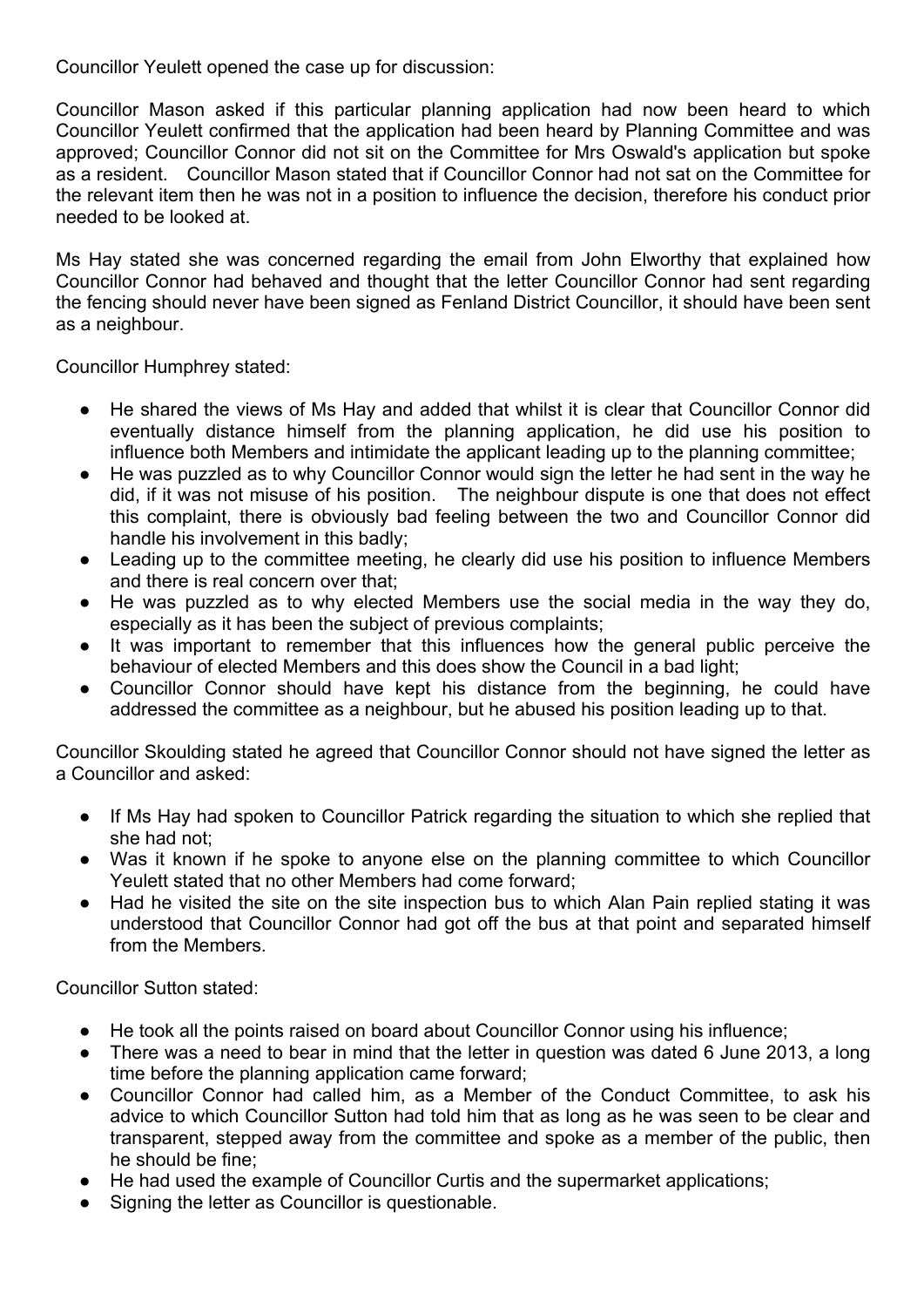Councillor Yeulett opened the case up for discussion:

Councillor Mason asked if this particular planning application had now been heard to which Councillor Yeulett confirmed that the application had been heard by Planning Committee and was approved; Councillor Connor did not sit on the Committee for Mrs Oswald's application but spoke as a resident. Councillor Mason stated that if Councillor Connor had not sat on the Committee for the relevant item then he was not in a position to influence the decision, therefore his conduct prior needed to be looked at.

Ms Hay stated she was concerned regarding the email from John Elworthy that explained how Councillor Connor had behaved and thought that the letter Councillor Connor had sent regarding the fencing should never have been signed as Fenland District Councillor, it should have been sent as a neighbour.

Councillor Humphrey stated:

- He shared the views of Ms Hay and added that whilst it is clear that Councillor Connor did eventually distance himself from the planning application, he did use his position to influence both Members and intimidate the applicant leading up to the planning committee;
- He was puzzled as to why Councillor Connor would sign the letter he had sent in the way he did, if it was not misuse of his position. The neighbour dispute is one that does not effect this complaint, there is obviously bad feeling between the two and Councillor Connor did handle his involvement in this badly;
- Leading up to the committee meeting, he clearly did use his position to influence Members and there is real concern over that;
- He was puzzled as to why elected Members use the social media in the way they do, especially as it has been the subject of previous complaints;
- It was important to remember that this influences how the general public perceive the behaviour of elected Members and this does show the Council in a bad light;
- Councillor Connor should have kept his distance from the beginning, he could have addressed the committee as a neighbour, but he abused his position leading up to that.

Councillor Skoulding stated he agreed that Councillor Connor should not have signed the letter as a Councillor and asked:

- If Ms Hay had spoken to Councillor Patrick regarding the situation to which she replied that she had not;
- Was it known if he spoke to anyone else on the planning committee to which Councillor Yeulett stated that no other Members had come forward;
- Had he visited the site on the site inspection bus to which Alan Pain replied stating it was understood that Councillor Connor had got off the bus at that point and separated himself from the Members.

Councillor Sutton stated:

- He took all the points raised on board about Councillor Connor using his influence;
- There was a need to bear in mind that the letter in question was dated 6 June 2013, a long time before the planning application came forward;
- Councillor Connor had called him, as a Member of the Conduct Committee, to ask his advice to which Councillor Sutton had told him that as long as he was seen to be clear and transparent, stepped away from the committee and spoke as a member of the public, then he should be fine;
- He had used the example of Councillor Curtis and the supermarket applications;
- Signing the letter as Councillor is questionable.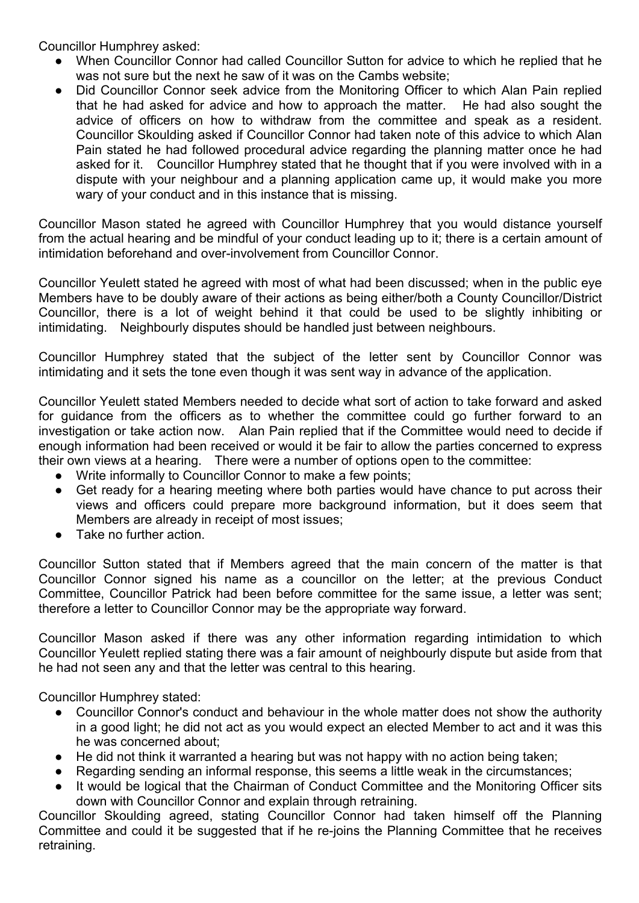Councillor Humphrey asked:

- When Councillor Connor had called Councillor Sutton for advice to which he replied that he was not sure but the next he saw of it was on the Cambs website;
- Did Councillor Connor seek advice from the Monitoring Officer to which Alan Pain replied that he had asked for advice and how to approach the matter. He had also sought the advice of officers on how to withdraw from the committee and speak as a resident. Councillor Skoulding asked if Councillor Connor had taken note of this advice to which Alan Pain stated he had followed procedural advice regarding the planning matter once he had asked for it. Councillor Humphrey stated that he thought that if you were involved with in a dispute with your neighbour and a planning application came up, it would make you more wary of your conduct and in this instance that is missing.

Councillor Mason stated he agreed with Councillor Humphrey that you would distance yourself from the actual hearing and be mindful of your conduct leading up to it; there is a certain amount of intimidation beforehand and over-involvement from Councillor Connor.

Councillor Yeulett stated he agreed with most of what had been discussed; when in the public eye Members have to be doubly aware of their actions as being either/both a County Councillor/District Councillor, there is a lot of weight behind it that could be used to be slightly inhibiting or intimidating. Neighbourly disputes should be handled just between neighbours.

Councillor Humphrey stated that the subject of the letter sent by Councillor Connor was intimidating and it sets the tone even though it was sent way in advance of the application.

Councillor Yeulett stated Members needed to decide what sort of action to take forward and asked for guidance from the officers as to whether the committee could go further forward to an investigation or take action now. Alan Pain replied that if the Committee would need to decide if enough information had been received or would it be fair to allow the parties concerned to express their own views at a hearing. There were a number of options open to the committee:

- Write informally to Councillor Connor to make a few points;
- Get ready for a hearing meeting where both parties would have chance to put across their views and officers could prepare more background information, but it does seem that Members are already in receipt of most issues;
- Take no further action.

Councillor Sutton stated that if Members agreed that the main concern of the matter is that Councillor Connor signed his name as a councillor on the letter; at the previous Conduct Committee, Councillor Patrick had been before committee for the same issue, a letter was sent; therefore a letter to Councillor Connor may be the appropriate way forward.

Councillor Mason asked if there was any other information regarding intimidation to which Councillor Yeulett replied stating there was a fair amount of neighbourly dispute but aside from that he had not seen any and that the letter was central to this hearing.

Councillor Humphrey stated:

- Councillor Connor's conduct and behaviour in the whole matter does not show the authority in a good light; he did not act as you would expect an elected Member to act and it was this he was concerned about;
- He did not think it warranted a hearing but was not happy with no action being taken;
- Regarding sending an informal response, this seems a little weak in the circumstances;
- It would be logical that the Chairman of Conduct Committee and the Monitoring Officer sits down with Councillor Connor and explain through retraining.

Councillor Skoulding agreed, stating Councillor Connor had taken himself off the Planning Committee and could it be suggested that if he re-joins the Planning Committee that he receives retraining.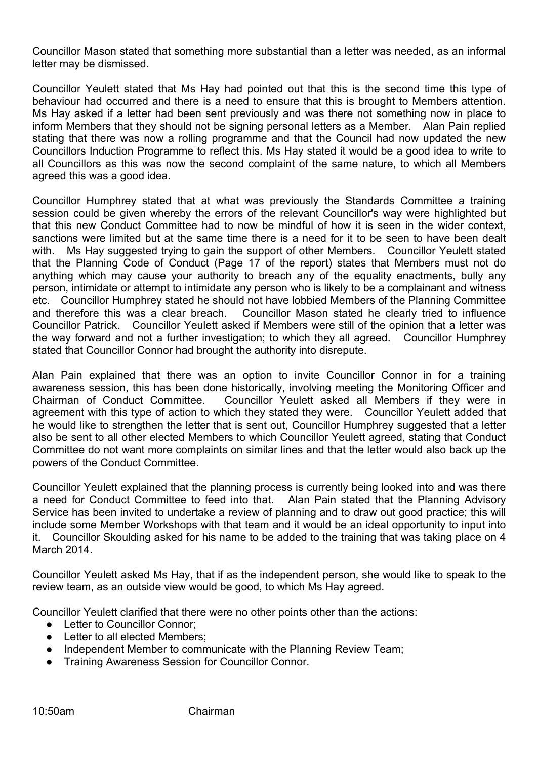Councillor Mason stated that something more substantial than a letter was needed, as an informal letter may be dismissed.

Councillor Yeulett stated that Ms Hay had pointed out that this is the second time this type of behaviour had occurred and there is a need to ensure that this is brought to Members attention. Ms Hay asked if a letter had been sent previously and was there not something now in place to inform Members that they should not be signing personal letters as a Member. Alan Pain replied stating that there was now a rolling programme and that the Council had now updated the new Councillors Induction Programme to reflect this. Ms Hay stated it would be a good idea to write to all Councillors as this was now the second complaint of the same nature, to which all Members agreed this was a good idea.

Councillor Humphrey stated that at what was previously the Standards Committee a training session could be given whereby the errors of the relevant Councillor's way were highlighted but that this new Conduct Committee had to now be mindful of how it is seen in the wider context, sanctions were limited but at the same time there is a need for it to be seen to have been dealt with. Ms Hay suggested trying to gain the support of other Members. Councillor Yeulett stated that the Planning Code of Conduct (Page 17 of the report) states that Members must not do anything which may cause your authority to breach any of the equality enactments, bully any person, intimidate or attempt to intimidate any person who is likely to be a complainant and witness etc. Councillor Humphrey stated he should not have lobbied Members of the Planning Committee and therefore this was a clear breach. Councillor Mason stated he clearly tried to influence Councillor Patrick. Councillor Yeulett asked if Members were still of the opinion that a letter was the way forward and not a further investigation; to which they all agreed. Councillor Humphrey stated that Councillor Connor had brought the authority into disrepute.

Alan Pain explained that there was an option to invite Councillor Connor in for a training awareness session, this has been done historically, involving meeting the Monitoring Officer and Chairman of Conduct Committee. Councillor Yeulett asked all Members if they were in agreement with this type of action to which they stated they were. Councillor Yeulett added that he would like to strengthen the letter that is sent out, Councillor Humphrey suggested that a letter also be sent to all other elected Members to which Councillor Yeulett agreed, stating that Conduct Committee do not want more complaints on similar lines and that the letter would also back up the powers of the Conduct Committee.

Councillor Yeulett explained that the planning process is currently being looked into and was there a need for Conduct Committee to feed into that. Alan Pain stated that the Planning Advisory Service has been invited to undertake a review of planning and to draw out good practice; this will include some Member Workshops with that team and it would be an ideal opportunity to input into it. Councillor Skoulding asked for his name to be added to the training that was taking place on 4 March 2014.

Councillor Yeulett asked Ms Hay, that if as the independent person, she would like to speak to the review team, as an outside view would be good, to which Ms Hay agreed.

Councillor Yeulett clarified that there were no other points other than the actions:

- Letter to Councillor Connor;
- Letter to all elected Members;
- Independent Member to communicate with the Planning Review Team;
- Training Awareness Session for Councillor Connor.

10:50am Chairman